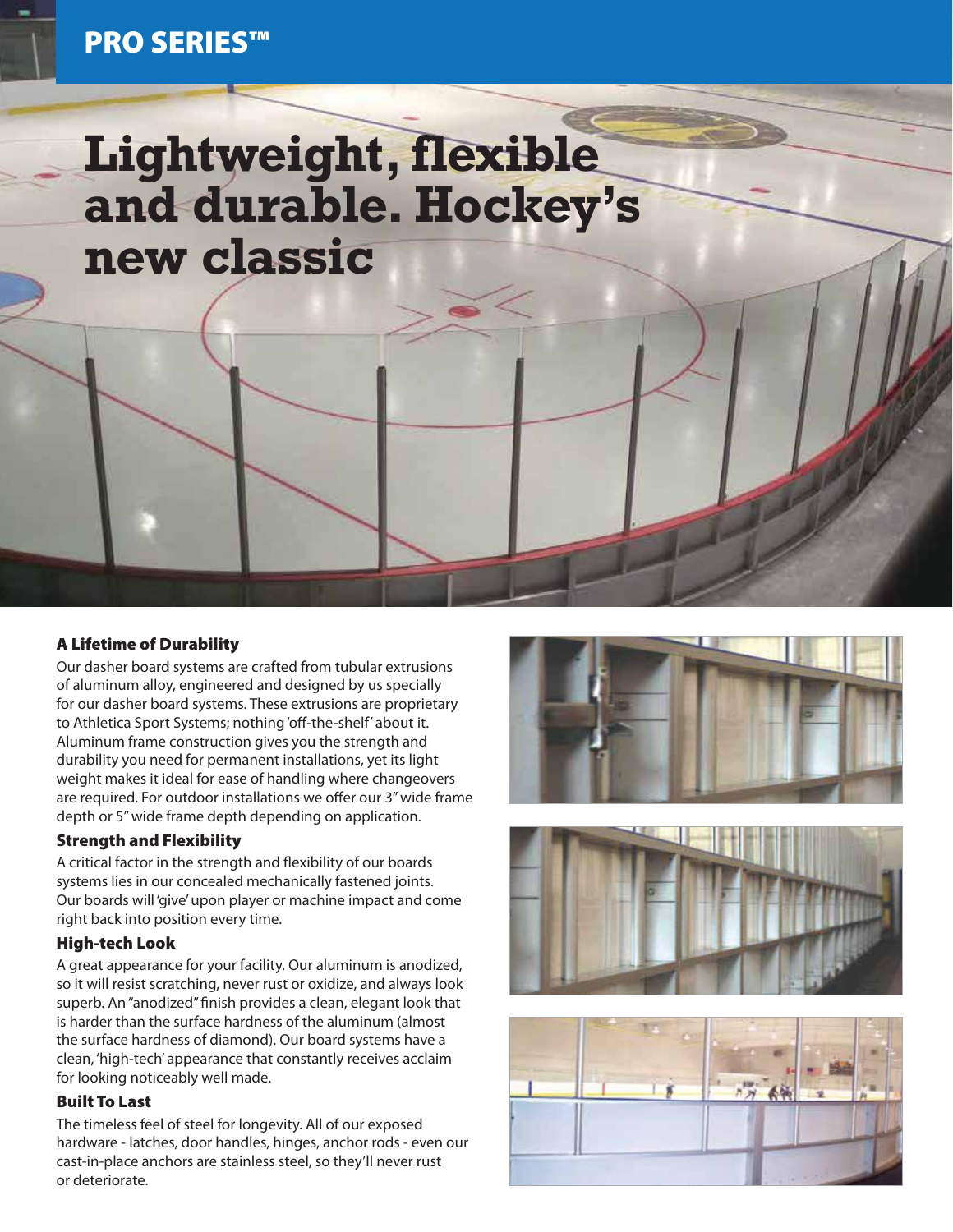PRO SERIES™

# Lightweight, flexible and durable. Hockey's new classic

### A Lifetime of Durability

Our dasher board systems are crafted from tubular extrusions of aluminum alloy, engineered and designed by us specially for our dasher board systems. These extrusions are proprietary to Athletica Sport Systems; nothing 'off-the-shelf' about it. Aluminum frame construction gives you the strength and durability you need for permanent installations, yet its light weight makes it ideal for ease of handling where changeovers are required. For outdoor installations we offer our 3" wide frame depth or 5" wide frame depth depending on application.

### Strength and Flexibility

A critical factor in the strength and flexibility of our boards systems lies in our concealed mechanically fastened joints. Our boards will 'give' upon player or machine impact and come right back into position every time.

### High-tech Look

A great appearance for your facility. Our aluminum is anodized, so it will resist scratching, never rust or oxidize, and always look superb. An "anodized" finish provides a clean, elegant look that is harder than the surface hardness of the aluminum (almost the surface hardness of diamond). Our board systems have a clean, 'high-tech' appearance that constantly receives acclaim for looking noticeably well made.

### Built To Last

The timeless feel of steel for longevity. All of our exposed hardware - latches, door handles, hinges, anchor rods - even our cast-in-place anchors are stainless steel, so they'll never rust or deteriorate.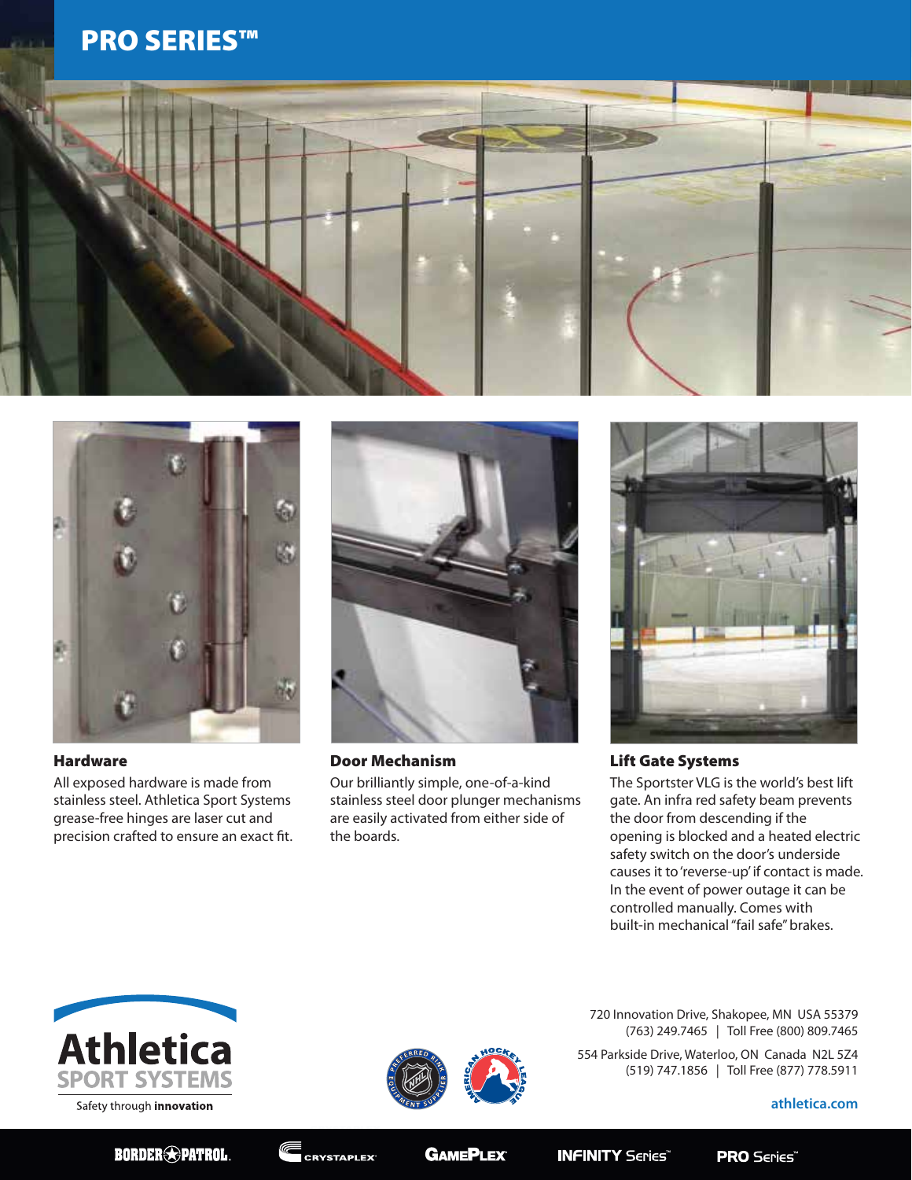# PRO SERIES™

### Hardware

All exposed hardware is made from stainless steel. Athletica Sport Systems grease-free hinges are laser cut and precision crafted to ensure an exact fit.

### Door Mechanism

Our brilliantly simple, one-of-a-kind stainless steel door plunger mechanisms are easily activated from either side of the boards.

### Lift Gate Systems

The Sportster VLG is the world's best lift gate. An infra red safety beam prevents the door from descending if the opening is blocked and a heated electric safety switch on the door's underside causes it to 'reverse-up' if contact is made. In the event of power outage it can be controlled manually. Comes with built-in mechanical "fail safe" brakes.

Athletica SPORT SYSTEMS

Safety through **innovation**

720 Innovation Drive, Shakopee, MN USA 55379
(763) 249.7465 | Toll Free (800) 809.7465

554 Parkside Drive, Waterloo, ON Canada N2L 5Z4
(519) 747.1856 | Toll Free (877) 778.5911

**athletica.com**

BORDER PATROL. | CRYSTAPLEX | GAMEPLEX | INFINITY Series™ | PRO Series™